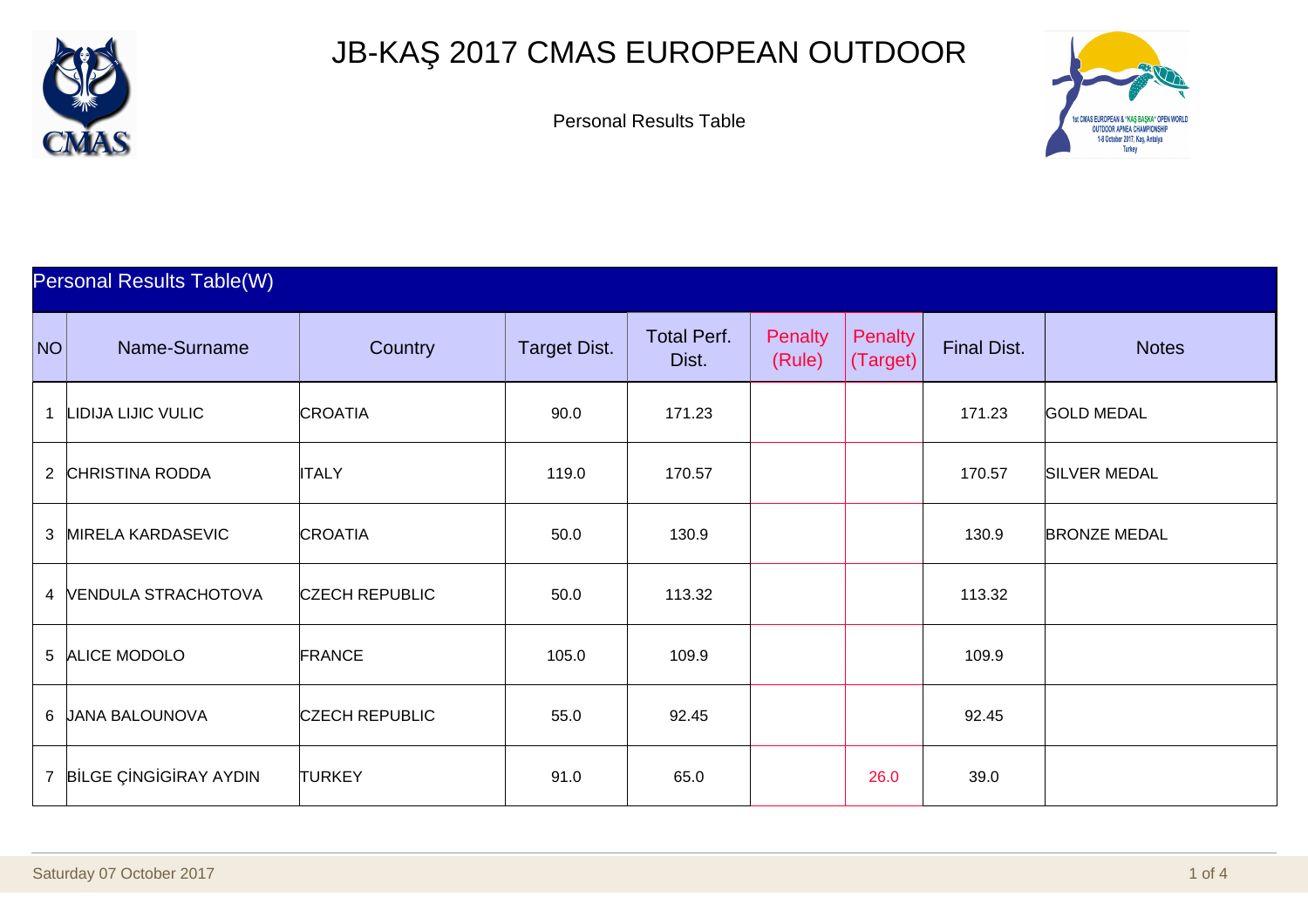# JB-KAŞ 2017 CMAS EUROPEAN OUTDOOR

Personal Results Table

## Personal Results Table(W)

| NO | Name-Surname | Country | Target Dist. | Total Perf. Dist. | Penalty (Rule) | Penalty (Target) | Final Dist. | Notes |
|---|---|---|---|---|---|---|---|---|
| 1 | LIDIJA LIJIC VULIC | CROATIA | 90.0 | 171.23 | | | 171.23 | GOLD MEDAL |
| 2 | CHRISTINA RODDA | ITALY | 119.0 | 170.57 | | | 170.57 | SILVER MEDAL |
| 3 | MIRELA KARDASEVIC | CROATIA | 50.0 | 130.9 | | | 130.9 | BRONZE MEDAL |
| 4 | VENDULA STRACHOTOVA | CZECH REPUBLIC | 50.0 | 113.32 | | | 113.32 | |
| 5 | ALICE MODOLO | FRANCE | 105.0 | 109.9 | | | 109.9 | |
| 6 | JANA BALOUNOVA | CZECH REPUBLIC | 55.0 | 92.45 | | | 92.45 | |
| 7 | BİLGE ÇİNGİGİRAY AYDIN | TURKEY | 91.0 | 65.0 | | 26.0 | 39.0 | |

Saturday 07 October 2017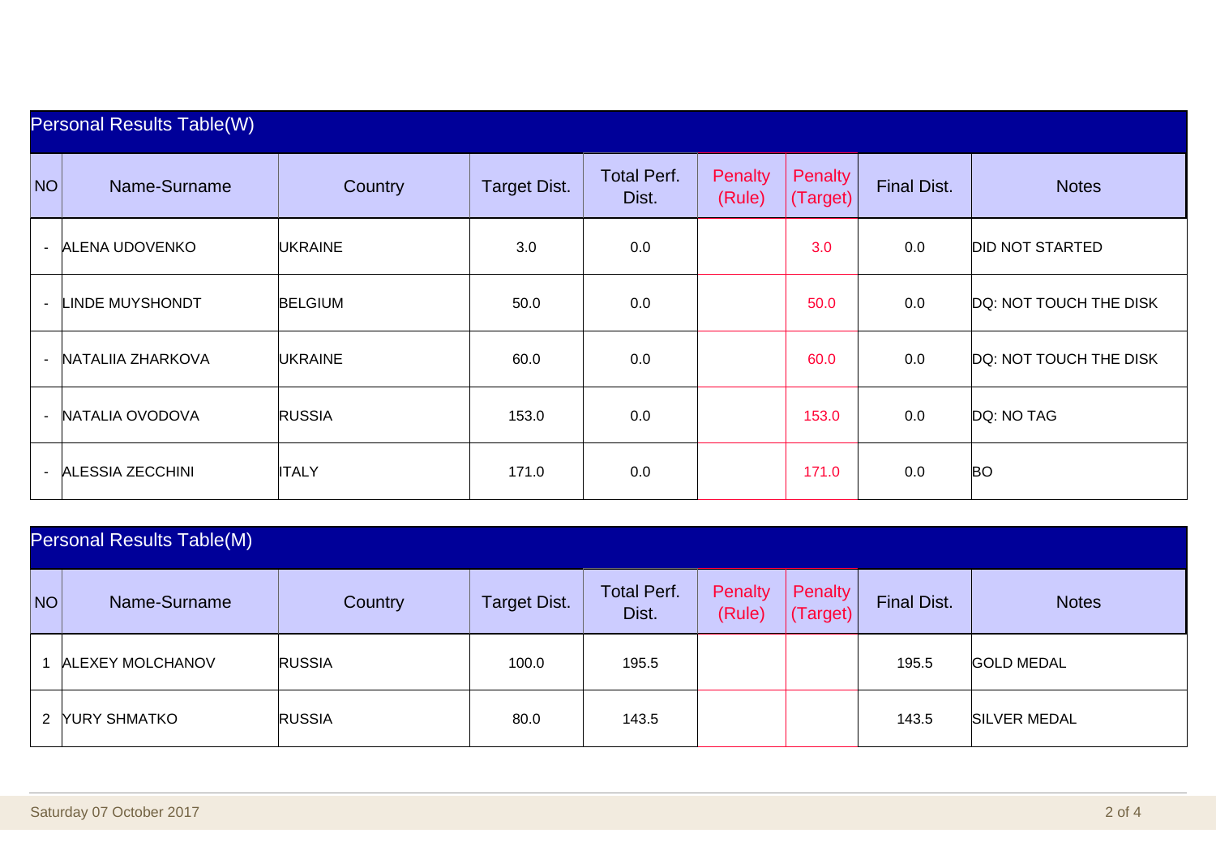## Personal Results Table(W)

| NO | Name-Surname | Country | Target Dist. | Total Perf. Dist. | Penalty (Rule) | Penalty (Target) | Final Dist. | Notes |
|---|---|---|---|---|---|---|---|---|
| - | ALENA UDOVENKO | UKRAINE | 3.0 | 0.0 | | 3.0 | 0.0 | DID NOT STARTED |
| - | LINDE MUYSHONDT | BELGIUM | 50.0 | 0.0 | | 50.0 | 0.0 | DQ: NOT TOUCH THE DISK |
| - | NATALIIA ZHARKOVA | UKRAINE | 60.0 | 0.0 | | 60.0 | 0.0 | DQ: NOT TOUCH THE DISK |
| - | NATALIA OVODOVA | RUSSIA | 153.0 | 0.0 | | 153.0 | 0.0 | DQ: NO TAG |
| - | ALESSIA ZECCHINI | ITALY | 171.0 | 0.0 | | 171.0 | 0.0 | BO |

## Personal Results Table(M)

| NO | Name-Surname | Country | Target Dist. | Total Perf. Dist. | Penalty (Rule) | Penalty (Target) | Final Dist. | Notes |
|---|---|---|---|---|---|---|---|---|
| 1 | ALEXEY MOLCHANOV | RUSSIA | 100.0 | 195.5 | | | 195.5 | GOLD MEDAL |
| 2 | YURY SHMATKO | RUSSIA | 80.0 | 143.5 | | | 143.5 | SILVER MEDAL |

Saturday 07 October 2017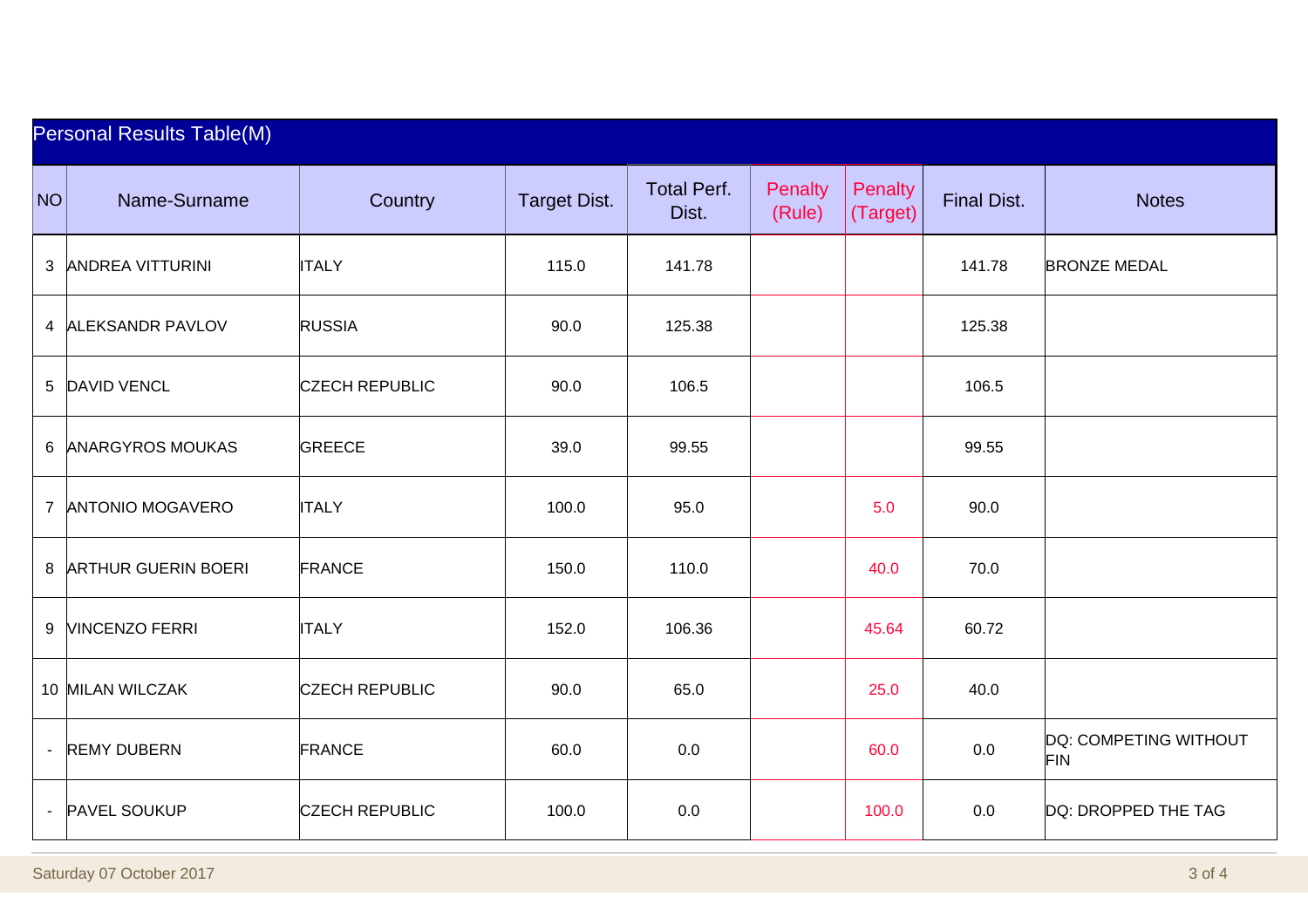## Personal Results Table(M)

| NO | Name-Surname | Country | Target Dist. | Total Perf. Dist. | Penalty (Rule) | Penalty (Target) | Final Dist. | Notes |
|---|---|---|---|---|---|---|---|---|
| 3 | ANDREA VITTURINI | ITALY | 115.0 | 141.78 | | | 141.78 | BRONZE MEDAL |
| 4 | ALEKSANDR PAVLOV | RUSSIA | 90.0 | 125.38 | | | 125.38 | |
| 5 | DAVID VENCL | CZECH REPUBLIC | 90.0 | 106.5 | | | 106.5 | |
| 6 | ANARGYROS MOUKAS | GREECE | 39.0 | 99.55 | | | 99.55 | |
| 7 | ANTONIO MOGAVERO | ITALY | 100.0 | 95.0 | | 5.0 | 90.0 | |
| 8 | ARTHUR GUERIN BOERI | FRANCE | 150.0 | 110.0 | | 40.0 | 70.0 | |
| 9 | VINCENZO FERRI | ITALY | 152.0 | 106.36 | | 45.64 | 60.72 | |
| 10 | MILAN WILCZAK | CZECH REPUBLIC | 90.0 | 65.0 | | 25.0 | 40.0 | |
| - | REMY DUBERN | FRANCE | 60.0 | 0.0 | | 60.0 | 0.0 | DQ: COMPETING WITHOUT FIN |
| - | PAVEL SOUKUP | CZECH REPUBLIC | 100.0 | 0.0 | | 100.0 | 0.0 | DQ: DROPPED THE TAG |

Saturday 07 October 2017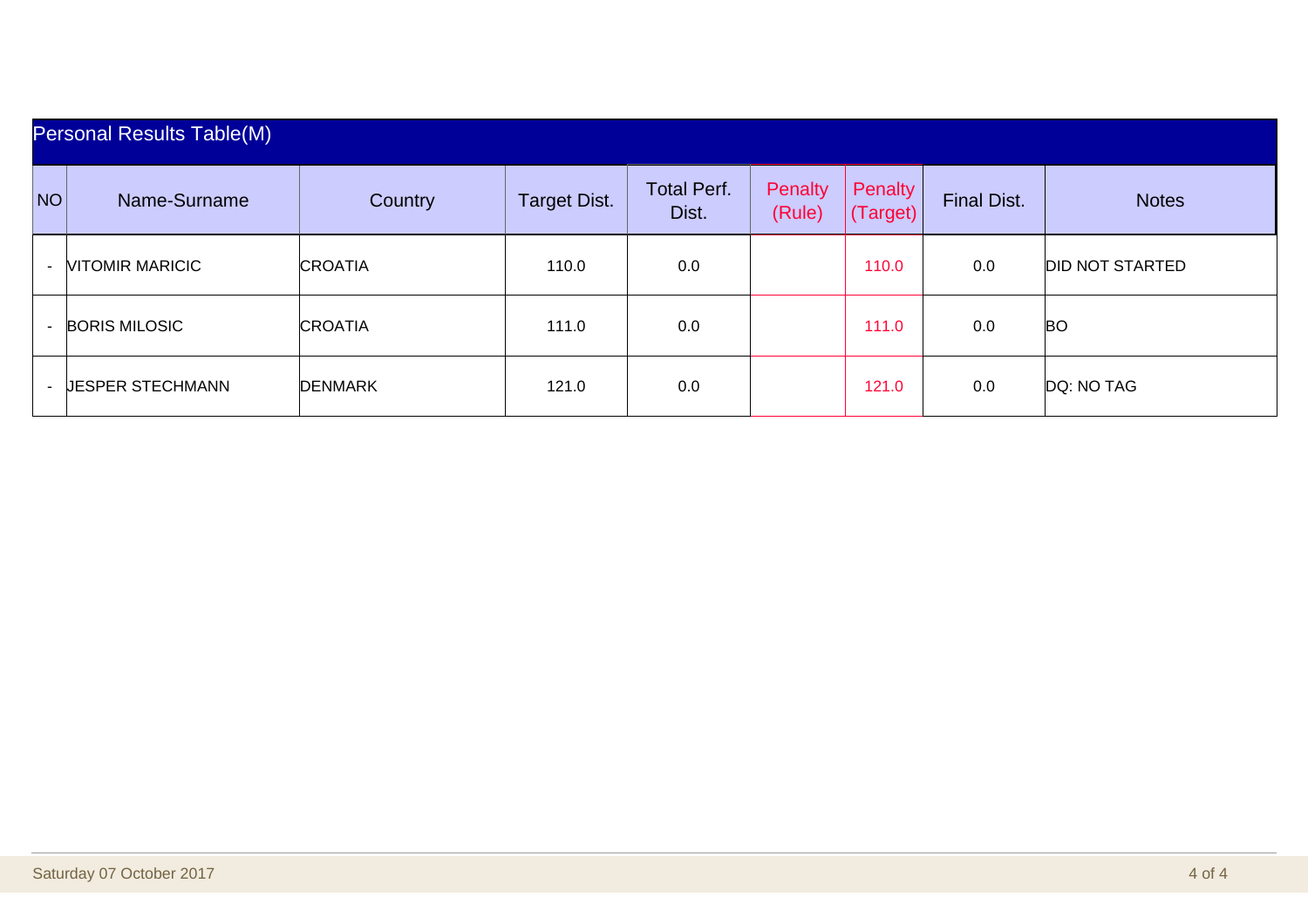## Personal Results Table(M)

| NO | Name-Surname | Country | Target Dist. | Total Perf. Dist. | Penalty (Rule) | Penalty (Target) | Final Dist. | Notes |
|---|---|---|---|---|---|---|---|---|
| - | VITOMIR MARICIC | CROATIA | 110.0 | 0.0 | | 110.0 | 0.0 | DID NOT STARTED |
| - | BORIS MILOSIC | CROATIA | 111.0 | 0.0 | | 111.0 | 0.0 | BO |
| - | JESPER STECHMANN | DENMARK | 121.0 | 0.0 | | 121.0 | 0.0 | DQ: NO TAG |

Saturday 07 October 2017